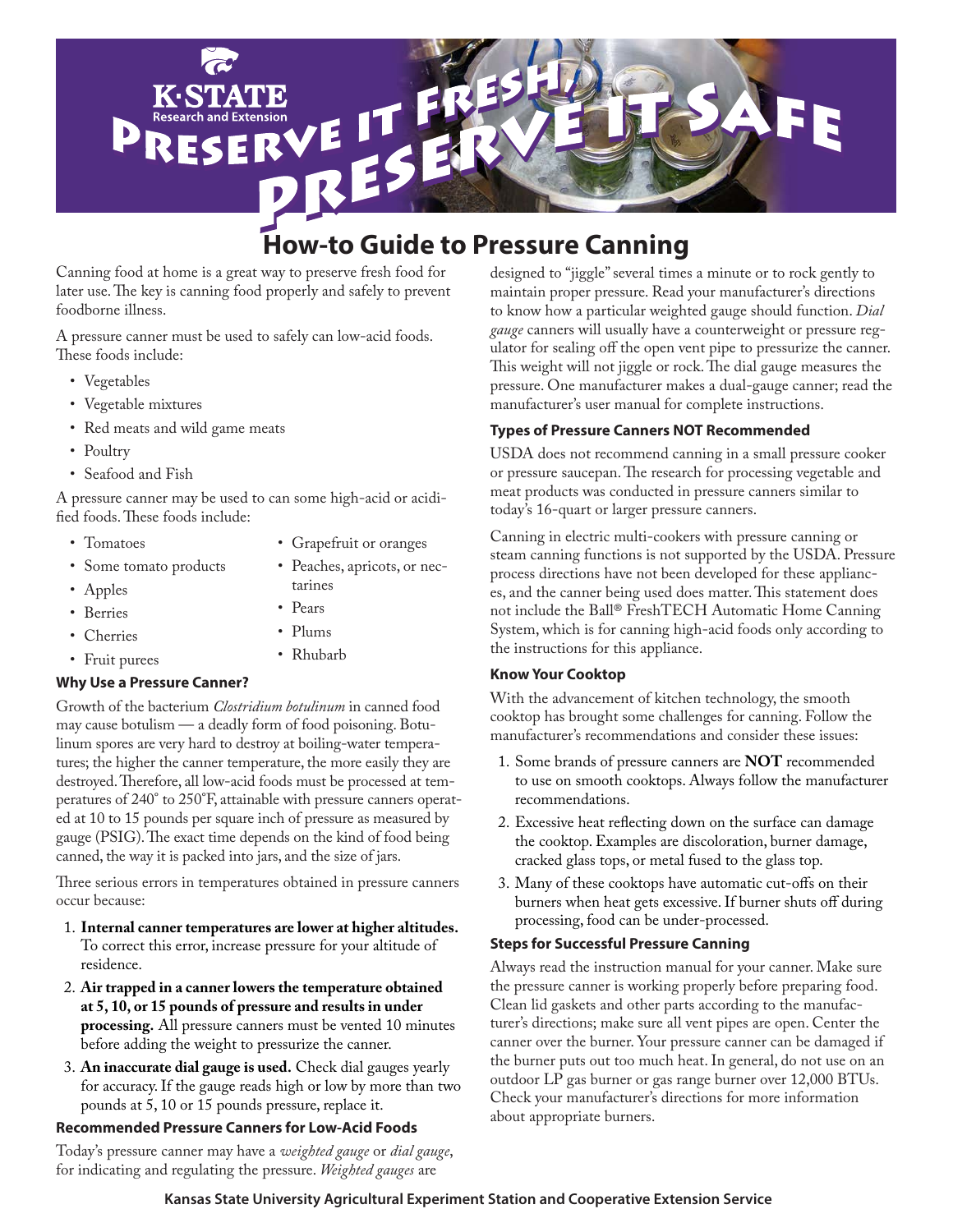K·STATE Research and Extension

# Preserve it Fresh, Preserve it Safe

## How-to Guide to Pressure Canning

Canning food at home is a great way to preserve fresh food for later use. The key is canning food properly and safely to prevent foodborne illness.

A pressure canner must be used to safely can low-acid foods. These foods include:

- Vegetables
- Vegetable mixtures
- Red meats and wild game meats
- Poultry
- Seafood and Fish

A pressure canner may be used to can some high-acid or acidified foods. These foods include:

- Tomatoes
- Some tomato products
- Apples
- Berries
- Cherries
- Fruit purees
- Grapefruit or oranges
- Peaches, apricots, or nectarines
- Pears
- Plums
- Rhubarb

### Why Use a Pressure Canner?

Growth of the bacterium *Clostridium botulinum* in canned food may cause botulism — a deadly form of food poisoning. Botulinum spores are very hard to destroy at boiling-water temperatures; the higher the canner temperature, the more easily they are destroyed. Therefore, all low-acid foods must be processed at temperatures of 240˚ to 250˚F, attainable with pressure canners operated at 10 to 15 pounds per square inch of pressure as measured by gauge (PSIG). The exact time depends on the kind of food being canned, the way it is packed into jars, and the size of jars.

Three serious errors in temperatures obtained in pressure canners occur because:

1. **Internal canner temperatures are lower at higher altitudes.** To correct this error, increase pressure for your altitude of residence.
2. **Air trapped in a canner lowers the temperature obtained at 5, 10, or 15 pounds of pressure and results in under processing.** All pressure canners must be vented 10 minutes before adding the weight to pressurize the canner.
3. **An inaccurate dial gauge is used.** Check dial gauges yearly for accuracy. If the gauge reads high or low by more than two pounds at 5, 10 or 15 pounds pressure, replace it.

### Recommended Pressure Canners for Low-Acid Foods

Today's pressure canner may have a *weighted gauge* or *dial gauge*, for indicating and regulating the pressure. *Weighted gauges* are designed to "jiggle" several times a minute or to rock gently to maintain proper pressure. Read your manufacturer's directions to know how a particular weighted gauge should function. *Dial gauge* canners will usually have a counterweight or pressure regulator for sealing off the open vent pipe to pressurize the canner. This weight will not jiggle or rock. The dial gauge measures the pressure. One manufacturer makes a dual-gauge canner; read the manufacturer's user manual for complete instructions.

### Types of Pressure Canners NOT Recommended

USDA does not recommend canning in a small pressure cooker or pressure saucepan. The research for processing vegetable and meat products was conducted in pressure canners similar to today's 16-quart or larger pressure canners.

Canning in electric multi-cookers with pressure canning or steam canning functions is not supported by the USDA. Pressure process directions have not been developed for these appliances, and the canner being used does matter. This statement does not include the Ball® FreshTECH Automatic Home Canning System, which is for canning high-acid foods only according to the instructions for this appliance.

### Know Your Cooktop

With the advancement of kitchen technology, the smooth cooktop has brought some challenges for canning. Follow the manufacturer's recommendations and consider these issues:

1. Some brands of pressure canners are **NOT** recommended to use on smooth cooktops. Always follow the manufacturer recommendations.
2. Excessive heat reflecting down on the surface can damage the cooktop. Examples are discoloration, burner damage, cracked glass tops, or metal fused to the glass top.
3. Many of these cooktops have automatic cut-offs on their burners when heat gets excessive. If burner shuts off during processing, food can be under-processed.

### Steps for Successful Pressure Canning

Always read the instruction manual for your canner. Make sure the pressure canner is working properly before preparing food. Clean lid gaskets and other parts according to the manufacturer's directions; make sure all vent pipes are open. Center the canner over the burner. Your pressure canner can be damaged if the burner puts out too much heat. In general, do not use on an outdoor LP gas burner or gas range burner over 12,000 BTUs. Check your manufacturer's directions for more information about appropriate burners.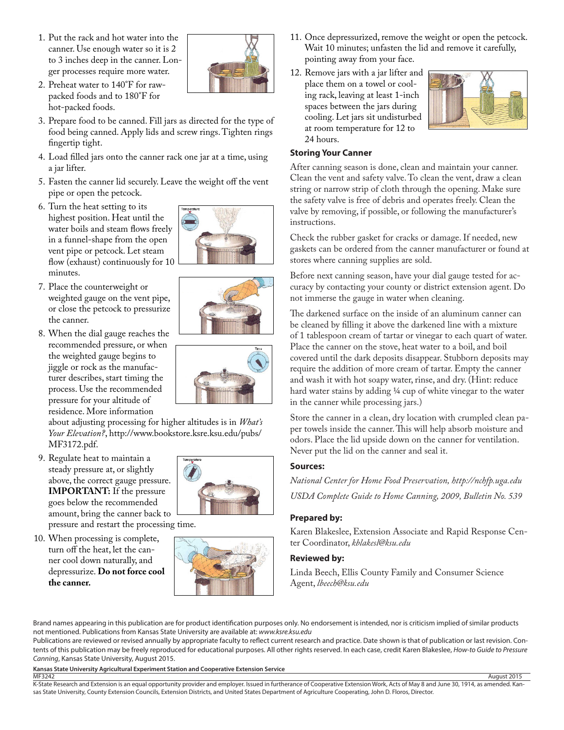1. Put the rack and hot water into the canner. Use enough water so it is 2 to 3 inches deep in the canner. Longer processes require more water.
2. Preheat water to 140˚F for raw-packed foods and to 180˚F for hot-packed foods.
3. Prepare food to be canned. Fill jars as directed for the type of food being canned. Apply lids and screw rings. Tighten rings fingertip tight.
4. Load filled jars onto the canner rack one jar at a time, using a jar lifter.
5. Fasten the canner lid securely. Leave the weight off the vent pipe or open the petcock.
6. Turn the heat setting to its highest position. Heat until the water boils and steam flows freely in a funnel-shape from the open vent pipe or petcock. Let steam flow (exhaust) continuously for 10 minutes.
7. Place the counterweight or weighted gauge on the vent pipe, or close the petcock to pressurize the canner.
8. When the dial gauge reaches the recommended pressure, or when the weighted gauge begins to jiggle or rock as the manufacturer describes, start timing the process. Use the recommended pressure for your altitude of residence. More information about adjusting processing for higher altitudes is in *What's Your Elevation?*, http://www.bookstore.ksre.ksu.edu/pubs/MF3172.pdf.
9. Regulate heat to maintain a steady pressure at, or slightly above, the correct gauge pressure. **IMPORTANT:** If the pressure goes below the recommended amount, bring the canner back to pressure and restart the processing time.
10. When processing is complete, turn off the heat, let the canner cool down naturally, and depressurize. **Do not force cool the canner.**
11. Once depressurized, remove the weight or open the petcock. Wait 10 minutes; unfasten the lid and remove it carefully, pointing away from your face.
12. Remove jars with a jar lifter and place them on a towel or cooling rack, leaving at least 1-inch spaces between the jars during cooling. Let jars sit undisturbed at room temperature for 12 to 24 hours.

### Storing Your Canner

After canning season is done, clean and maintain your canner. Clean the vent and safety valve. To clean the vent, draw a clean string or narrow strip of cloth through the opening. Make sure the safety valve is free of debris and operates freely. Clean the valve by removing, if possible, or following the manufacturer's instructions.

Check the rubber gasket for cracks or damage. If needed, new gaskets can be ordered from the canner manufacturer or found at stores where canning supplies are sold.

Before next canning season, have your dial gauge tested for accuracy by contacting your county or district extension agent. Do not immerse the gauge in water when cleaning.

The darkened surface on the inside of an aluminum canner can be cleaned by filling it above the darkened line with a mixture of 1 tablespoon cream of tartar or vinegar to each quart of water. Place the canner on the stove, heat water to a boil, and boil covered until the dark deposits disappear. Stubborn deposits may require the addition of more cream of tartar. Empty the canner and wash it with hot soapy water, rinse, and dry. (Hint: reduce hard water stains by adding ¼ cup of white vinegar to the water in the canner while processing jars.)

Store the canner in a clean, dry location with crumpled clean paper towels inside the canner. This will help absorb moisture and odors. Place the lid upside down on the canner for ventilation. Never put the lid on the canner and seal it.

### Sources:

*National Center for Home Food Preservation, http://nchfp.uga.edu*

*USDA Complete Guide to Home Canning, 2009, Bulletin No. 539*

### Prepared by:

Karen Blakeslee, Extension Associate and Rapid Response Center Coordinator, *kblakesl@ksu.edu*

### Reviewed by:

Linda Beech, Ellis County Family and Consumer Science Agent, *lbeech@ksu.edu*

Brand names appearing in this publication are for product identification purposes only. No endorsement is intended, nor is criticism implied of similar products not mentioned. Publications from Kansas State University are available at: *www.ksre.ksu.edu*

Publications are reviewed or revised annually by appropriate faculty to reflect current research and practice. Date shown is that of publication or last revision. Contents of this publication may be freely reproduced for educational purposes. All other rights reserved. In each case, credit Karen Blakeslee, *How-to Guide to Pressure Canning*, Kansas State University, August 2015.

**Kansas State University Agricultural Experiment Station and Cooperative Extension Service**

MF3242 August 2015

K-State Research and Extension is an equal opportunity provider and employer. Issued in furtherance of Cooperative Extension Work, Acts of May 8 and June 30, 1914, as amended. Kansas State University, County Extension Councils, Extension Districts, and United States Department of Agriculture Cooperating, John D. Floros, Director.